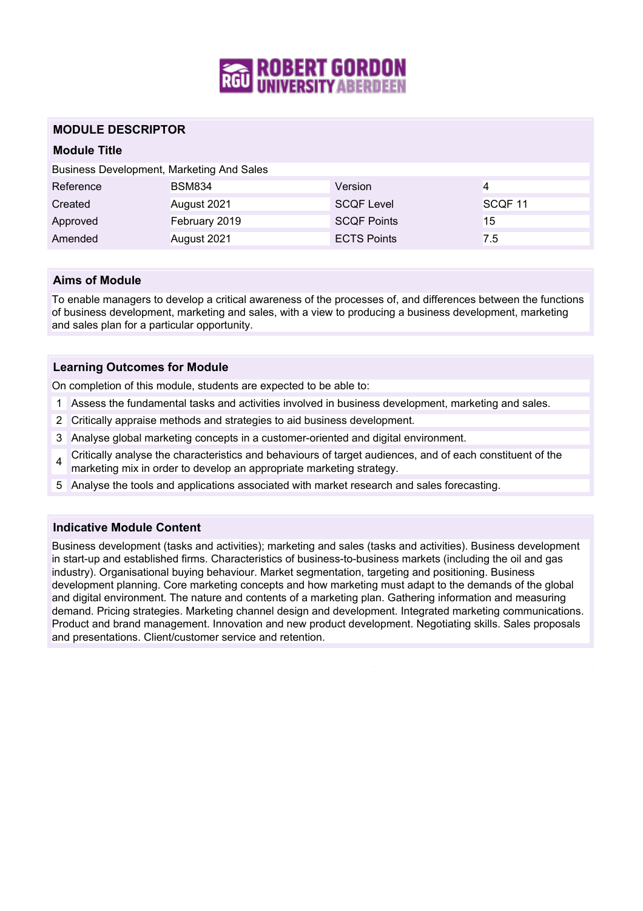## MODULE DESCRIPTOR

### Module Title

Business Development, Marketing And Sales

| Reference | BSM834 | Version | 4 |
|---|---|---|---|
| Created | August 2021 | SCQF Level | SCQF 11 |
| Approved | February 2019 | SCQF Points | 15 |
| Amended | August 2021 | ECTS Points | 7.5 |

### Aims of Module

To enable managers to develop a critical awareness of the processes of, and differences between the functions of business development, marketing and sales, with a view to producing a business development, marketing and sales plan for a particular opportunity.

### Learning Outcomes for Module

On completion of this module, students are expected to be able to:

1. Assess the fundamental tasks and activities involved in business development, marketing and sales.
2. Critically appraise methods and strategies to aid business development.
3. Analyse global marketing concepts in a customer-oriented and digital environment.
4. Critically analyse the characteristics and behaviours of target audiences, and of each constituent of the marketing mix in order to develop an appropriate marketing strategy.
5. Analyse the tools and applications associated with market research and sales forecasting.

### Indicative Module Content

Business development (tasks and activities); marketing and sales (tasks and activities). Business development in start-up and established firms. Characteristics of business-to-business markets (including the oil and gas industry). Organisational buying behaviour. Market segmentation, targeting and positioning. Business development planning. Core marketing concepts and how marketing must adapt to the demands of the global and digital environment. The nature and contents of a marketing plan. Gathering information and measuring demand. Pricing strategies. Marketing channel design and development. Integrated marketing communications. Product and brand management. Innovation and new product development. Negotiating skills. Sales proposals and presentations. Client/customer service and retention.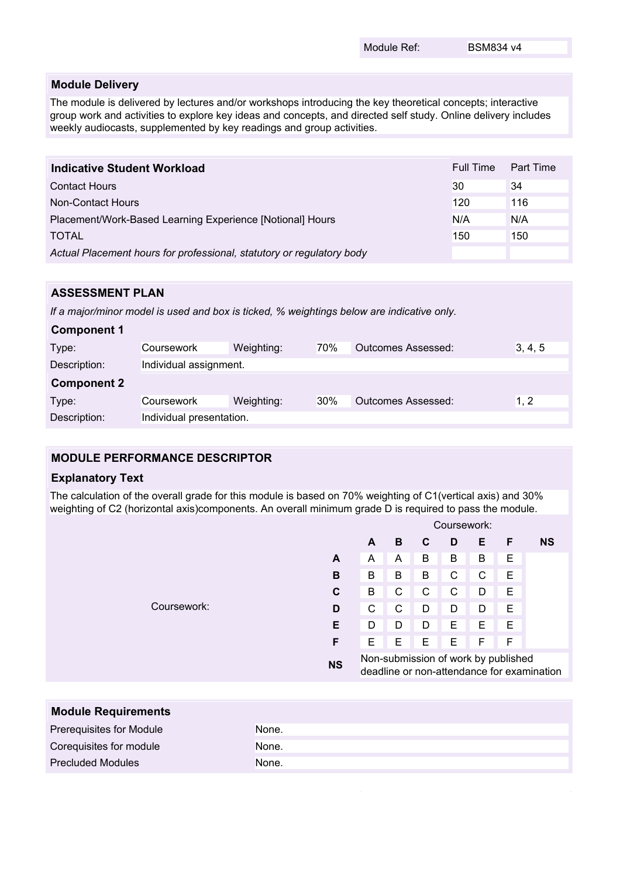Module Ref: BSM834 v4

## Module Delivery

The module is delivered by lectures and/or workshops introducing the key theoretical concepts; interactive group work and activities to explore key ideas and concepts, and directed self study. Online delivery includes weekly audiocasts, supplemented by key readings and group activities.

| Indicative Student Workload | Full Time | Part Time |
|---|---|---|
| Contact Hours | 30 | 34 |
| Non-Contact Hours | 120 | 116 |
| Placement/Work-Based Learning Experience [Notional] Hours | N/A | N/A |
| TOTAL | 150 | 150 |
| *Actual Placement hours for professional, statutory or regulatory body* | | |

## ASSESSMENT PLAN

*If a major/minor model is used and box is ticked, % weightings below are indicative only.*

### Component 1

| Type: | Coursework | Weighting: | 70% | Outcomes Assessed: | 3, 4, 5 |
|---|---|---|---|---|---|
| Description: | Individual assignment. | | | | |

### Component 2

| Type: | Coursework | Weighting: | 30% | Outcomes Assessed: | 1, 2 |
|---|---|---|---|---|---|
| Description: | Individual presentation. | | | | |

## MODULE PERFORMANCE DESCRIPTOR

### Explanatory Text

The calculation of the overall grade for this module is based on 70% weighting of C1(vertical axis) and 30% weighting of C2 (horizontal axis)components. An overall minimum grade D is required to pass the module.

| Coursework: | | Coursework: | | | | | | |
|---|---|---|---|---|---|---|---|---|
| | | **A** | **B** | **C** | **D** | **E** | **F** | **NS** |
| | **A** | A | A | B | B | B | E | |
| | **B** | B | B | B | C | C | E | |
| | **C** | B | C | C | C | D | E | |
| | **D** | C | C | D | D | D | E | |
| | **E** | D | D | D | E | E | E | |
| | **F** | E | E | E | E | F | F | |
| | **NS** | Non-submission of work by published deadline or non-attendance for examination | | | | | | |

## Module Requirements

| | |
|---|---|
| Prerequisites for Module | None. |
| Corequisites for module | None. |
| Precluded Modules | None. |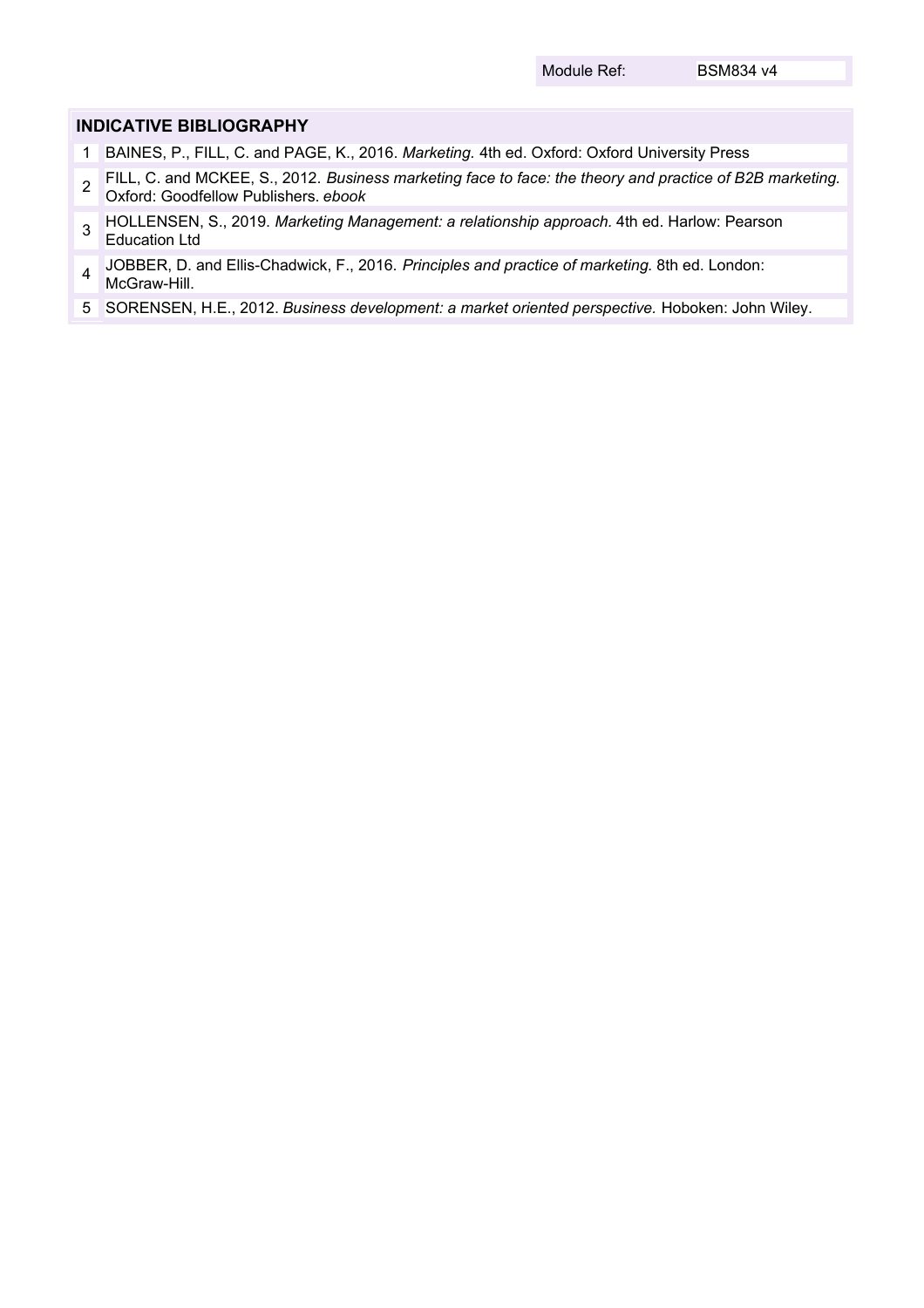## INDICATIVE BIBLIOGRAPHY

1. BAINES, P., FILL, C. and PAGE, K., 2016. *Marketing.* 4th ed. Oxford: Oxford University Press
2. FILL, C. and MCKEE, S., 2012. *Business marketing face to face: the theory and practice of B2B marketing.* Oxford: Goodfellow Publishers. *ebook*
3. HOLLENSEN, S., 2019. *Marketing Management: a relationship approach.* 4th ed. Harlow: Pearson Education Ltd
4. JOBBER, D. and Ellis-Chadwick, F., 2016. *Principles and practice of marketing.* 8th ed. London: McGraw-Hill.
5. SORENSEN, H.E., 2012. *Business development: a market oriented perspective.* Hoboken: John Wiley.